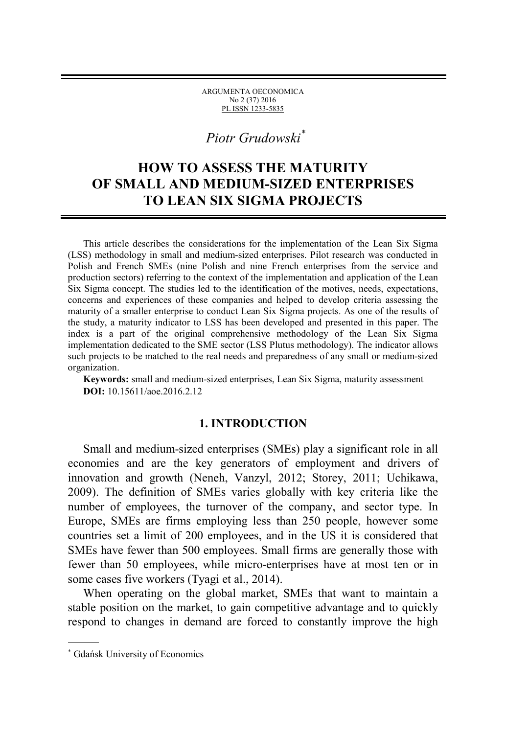ARGUMENTA OECONOMICA
No 2 (37) 2016
PL ISSN 1233-5835

*Piotr Grudowski*[*]

# HOW TO ASSESS THE MATURITY OF SMALL AND MEDIUM-SIZED ENTERPRISES TO LEAN SIX SIGMA PROJECTS

This article describes the considerations for the implementation of the Lean Six Sigma (LSS) methodology in small and medium-sized enterprises. Pilot research was conducted in Polish and French SMEs (nine Polish and nine French enterprises from the service and production sectors) referring to the context of the implementation and application of the Lean Six Sigma concept. The studies led to the identification of the motives, needs, expectations, concerns and experiences of these companies and helped to develop criteria assessing the maturity of a smaller enterprise to conduct Lean Six Sigma projects. As one of the results of the study, a maturity indicator to LSS has been developed and presented in this paper. The index is a part of the original comprehensive methodology of the Lean Six Sigma implementation dedicated to the SME sector (LSS Plutus methodology). The indicator allows such projects to be matched to the real needs and preparedness of any small or medium-sized organization.

**Keywords:** small and medium-sized enterprises, Lean Six Sigma, maturity assessment

**DOI:** 10.15611/aoe.2016.2.12

## 1. INTRODUCTION

Small and medium-sized enterprises (SMEs) play a significant role in all economies and are the key generators of employment and drivers of innovation and growth (Neneh, Vanzyl, 2012; Storey, 2011; Uchikawa, 2009). The definition of SMEs varies globally with key criteria like the number of employees, the turnover of the company, and sector type. In Europe, SMEs are firms employing less than 250 people, however some countries set a limit of 200 employees, and in the US it is considered that SMEs have fewer than 500 employees. Small firms are generally those with fewer than 50 employees, while micro-enterprises have at most ten or in some cases five workers (Tyagi et al., 2014).

When operating on the global market, SMEs that want to maintain a stable position on the market, to gain competitive advantage and to quickly respond to changes in demand are forced to constantly improve the high

---

[*] Gdańsk University of Economics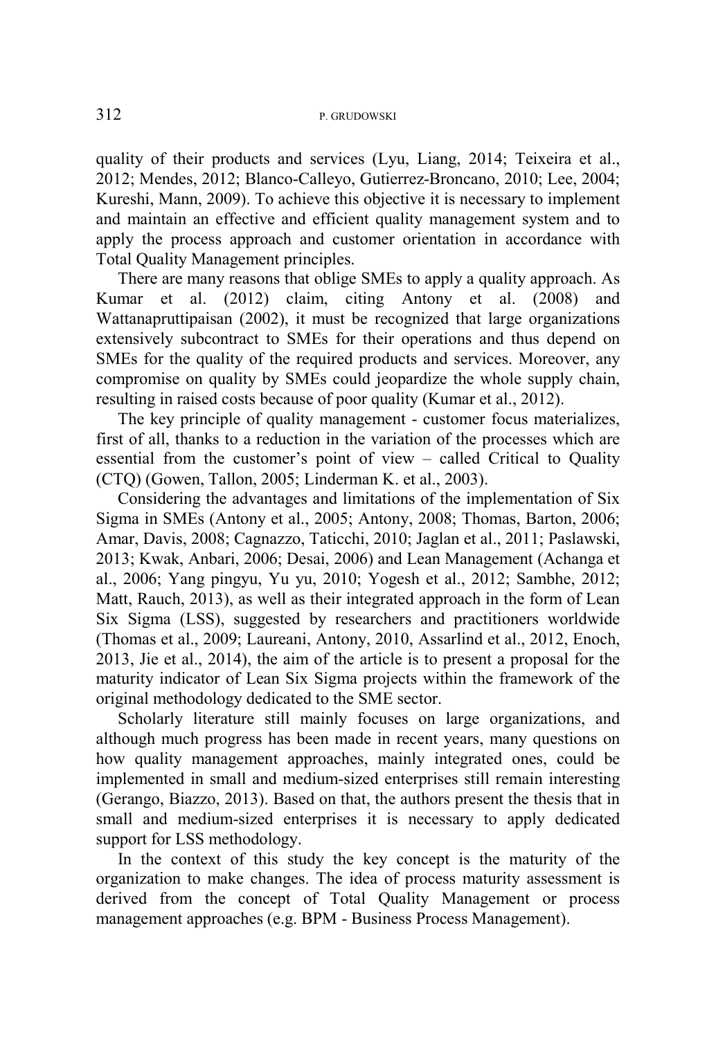quality of their products and services (Lyu, Liang, 2014; Teixeira et al., 2012; Mendes, 2012; Blanco-Calleyo, Gutierrez-Broncano, 2010; Lee, 2004; Kureshi, Mann, 2009). To achieve this objective it is necessary to implement and maintain an effective and efficient quality management system and to apply the process approach and customer orientation in accordance with Total Quality Management principles.

There are many reasons that oblige SMEs to apply a quality approach. As Kumar et al. (2012) claim, citing Antony et al. (2008) and Wattanapruttipaisan (2002), it must be recognized that large organizations extensively subcontract to SMEs for their operations and thus depend on SMEs for the quality of the required products and services. Moreover, any compromise on quality by SMEs could jeopardize the whole supply chain, resulting in raised costs because of poor quality (Kumar et al., 2012).

The key principle of quality management - customer focus materializes, first of all, thanks to a reduction in the variation of the processes which are essential from the customer's point of view – called Critical to Quality (CTQ) (Gowen, Tallon, 2005; Linderman K. et al., 2003).

Considering the advantages and limitations of the implementation of Six Sigma in SMEs (Antony et al., 2005; Antony, 2008; Thomas, Barton, 2006; Amar, Davis, 2008; Cagnazzo, Taticchi, 2010; Jaglan et al., 2011; Paslawski, 2013; Kwak, Anbari, 2006; Desai, 2006) and Lean Management (Achanga et al., 2006; Yang pingyu, Yu yu, 2010; Yogesh et al., 2012; Sambhe, 2012; Matt, Rauch, 2013), as well as their integrated approach in the form of Lean Six Sigma (LSS), suggested by researchers and practitioners worldwide (Thomas et al., 2009; Laureani, Antony, 2010, Assarlind et al., 2012, Enoch, 2013, Jie et al., 2014), the aim of the article is to present a proposal for the maturity indicator of Lean Six Sigma projects within the framework of the original methodology dedicated to the SME sector.

Scholarly literature still mainly focuses on large organizations, and although much progress has been made in recent years, many questions on how quality management approaches, mainly integrated ones, could be implemented in small and medium-sized enterprises still remain interesting (Gerango, Biazzo, 2013). Based on that, the authors present the thesis that in small and medium-sized enterprises it is necessary to apply dedicated support for LSS methodology.

In the context of this study the key concept is the maturity of the organization to make changes. The idea of process maturity assessment is derived from the concept of Total Quality Management or process management approaches (e.g. BPM - Business Process Management).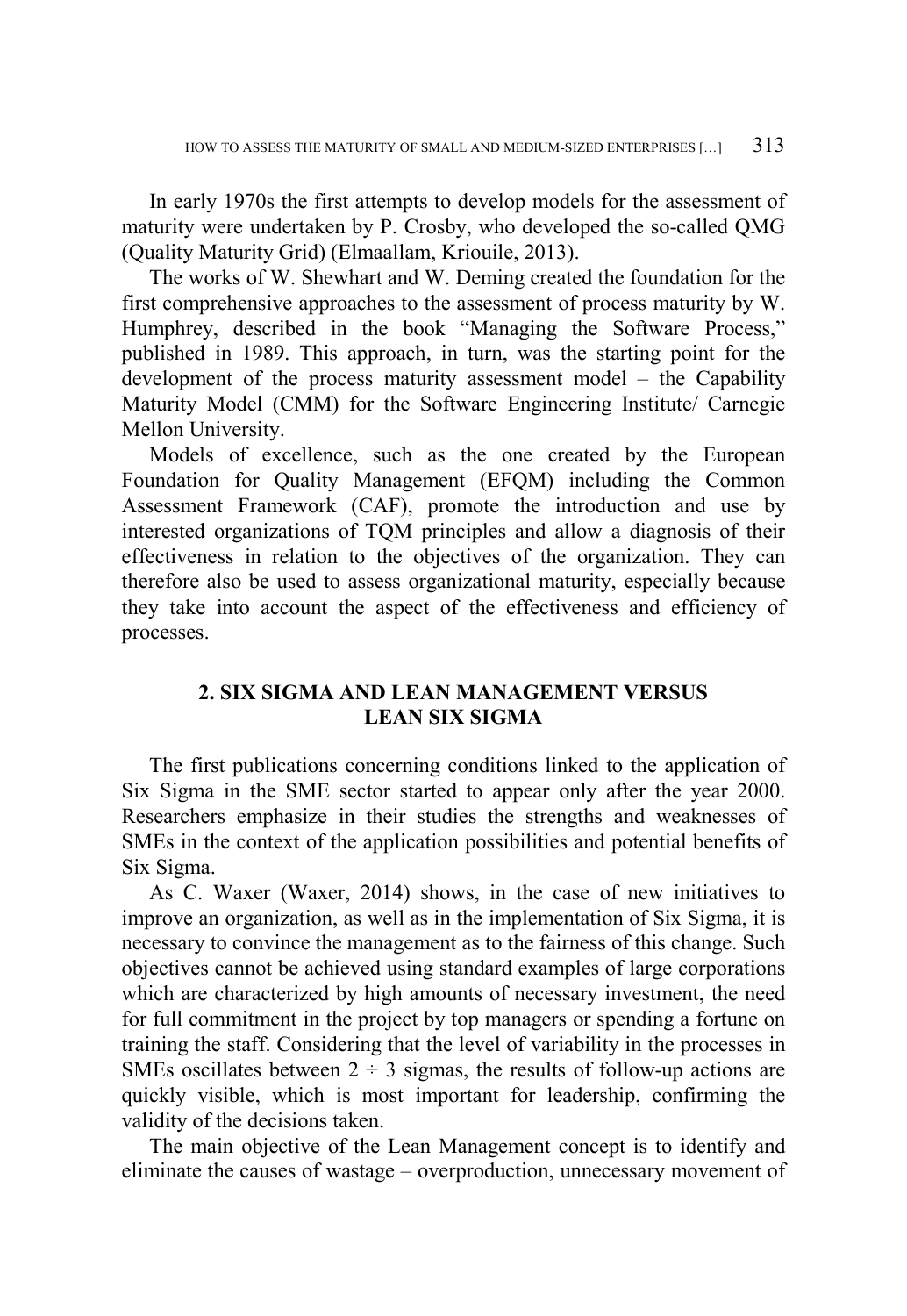In early 1970s the first attempts to develop models for the assessment of maturity were undertaken by P. Crosby, who developed the so-called QMG (Quality Maturity Grid) (Elmaallam, Kriouile, 2013).

The works of W. Shewhart and W. Deming created the foundation for the first comprehensive approaches to the assessment of process maturity by W. Humphrey, described in the book "Managing the Software Process," published in 1989. This approach, in turn, was the starting point for the development of the process maturity assessment model – the Capability Maturity Model (CMM) for the Software Engineering Institute/ Carnegie Mellon University.

Models of excellence, such as the one created by the European Foundation for Quality Management (EFQM) including the Common Assessment Framework (CAF), promote the introduction and use by interested organizations of TQM principles and allow a diagnosis of their effectiveness in relation to the objectives of the organization. They can therefore also be used to assess organizational maturity, especially because they take into account the aspect of the effectiveness and efficiency of processes.

## 2. SIX SIGMA AND LEAN MANAGEMENT VERSUS LEAN SIX SIGMA

The first publications concerning conditions linked to the application of Six Sigma in the SME sector started to appear only after the year 2000. Researchers emphasize in their studies the strengths and weaknesses of SMEs in the context of the application possibilities and potential benefits of Six Sigma.

As C. Waxer (Waxer, 2014) shows, in the case of new initiatives to improve an organization, as well as in the implementation of Six Sigma, it is necessary to convince the management as to the fairness of this change. Such objectives cannot be achieved using standard examples of large corporations which are characterized by high amounts of necessary investment, the need for full commitment in the project by top managers or spending a fortune on training the staff. Considering that the level of variability in the processes in SMEs oscillates between 2 ÷ 3 sigmas, the results of follow-up actions are quickly visible, which is most important for leadership, confirming the validity of the decisions taken.

The main objective of the Lean Management concept is to identify and eliminate the causes of wastage – overproduction, unnecessary movement of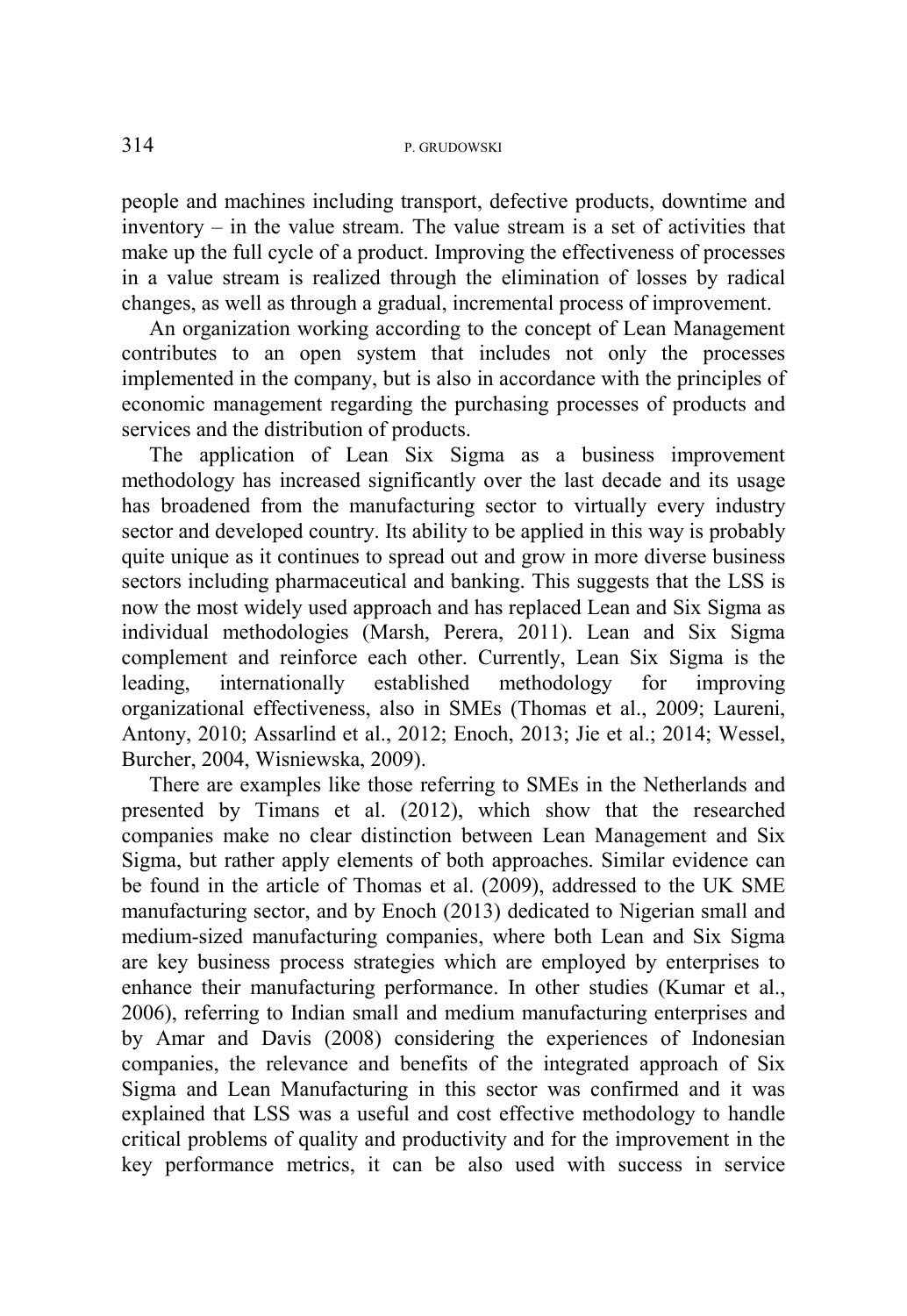people and machines including transport, defective products, downtime and inventory – in the value stream. The value stream is a set of activities that make up the full cycle of a product. Improving the effectiveness of processes in a value stream is realized through the elimination of losses by radical changes, as well as through a gradual, incremental process of improvement.

An organization working according to the concept of Lean Management contributes to an open system that includes not only the processes implemented in the company, but is also in accordance with the principles of economic management regarding the purchasing processes of products and services and the distribution of products.

The application of Lean Six Sigma as a business improvement methodology has increased significantly over the last decade and its usage has broadened from the manufacturing sector to virtually every industry sector and developed country. Its ability to be applied in this way is probably quite unique as it continues to spread out and grow in more diverse business sectors including pharmaceutical and banking. This suggests that the LSS is now the most widely used approach and has replaced Lean and Six Sigma as individual methodologies (Marsh, Perera, 2011). Lean and Six Sigma complement and reinforce each other. Currently, Lean Six Sigma is the leading, internationally established methodology for improving organizational effectiveness, also in SMEs (Thomas et al., 2009; Laureni, Antony, 2010; Assarlind et al., 2012; Enoch, 2013; Jie et al.; 2014; Wessel, Burcher, 2004, Wisniewska, 2009).

There are examples like those referring to SMEs in the Netherlands and presented by Timans et al. (2012), which show that the researched companies make no clear distinction between Lean Management and Six Sigma, but rather apply elements of both approaches. Similar evidence can be found in the article of Thomas et al. (2009), addressed to the UK SME manufacturing sector, and by Enoch (2013) dedicated to Nigerian small and medium-sized manufacturing companies, where both Lean and Six Sigma are key business process strategies which are employed by enterprises to enhance their manufacturing performance. In other studies (Kumar et al., 2006), referring to Indian small and medium manufacturing enterprises and by Amar and Davis (2008) considering the experiences of Indonesian companies, the relevance and benefits of the integrated approach of Six Sigma and Lean Manufacturing in this sector was confirmed and it was explained that LSS was a useful and cost effective methodology to handle critical problems of quality and productivity and for the improvement in the key performance metrics, it can be also used with success in service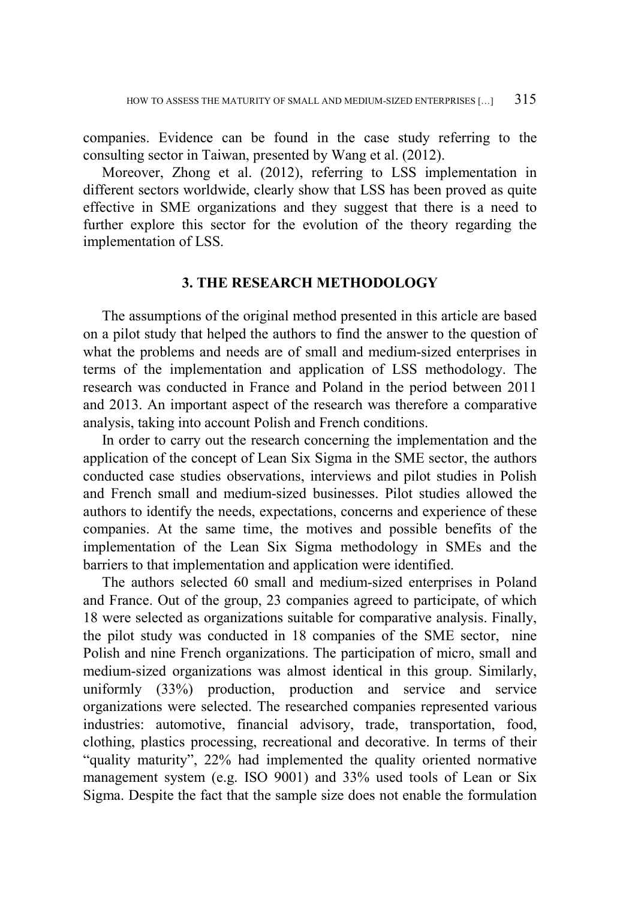companies. Evidence can be found in the case study referring to the consulting sector in Taiwan, presented by Wang et al. (2012).

Moreover, Zhong et al. (2012), referring to LSS implementation in different sectors worldwide, clearly show that LSS has been proved as quite effective in SME organizations and they suggest that there is a need to further explore this sector for the evolution of the theory regarding the implementation of LSS.

## 3. THE RESEARCH METHODOLOGY

The assumptions of the original method presented in this article are based on a pilot study that helped the authors to find the answer to the question of what the problems and needs are of small and medium-sized enterprises in terms of the implementation and application of LSS methodology. The research was conducted in France and Poland in the period between 2011 and 2013. An important aspect of the research was therefore a comparative analysis, taking into account Polish and French conditions.

In order to carry out the research concerning the implementation and the application of the concept of Lean Six Sigma in the SME sector, the authors conducted case studies observations, interviews and pilot studies in Polish and French small and medium-sized businesses. Pilot studies allowed the authors to identify the needs, expectations, concerns and experience of these companies. At the same time, the motives and possible benefits of the implementation of the Lean Six Sigma methodology in SMEs and the barriers to that implementation and application were identified.

The authors selected 60 small and medium-sized enterprises in Poland and France. Out of the group, 23 companies agreed to participate, of which 18 were selected as organizations suitable for comparative analysis. Finally, the pilot study was conducted in 18 companies of the SME sector, nine Polish and nine French organizations. The participation of micro, small and medium-sized organizations was almost identical in this group. Similarly, uniformly (33%) production, production and service and service organizations were selected. The researched companies represented various industries: automotive, financial advisory, trade, transportation, food, clothing, plastics processing, recreational and decorative. In terms of their "quality maturity", 22% had implemented the quality oriented normative management system (e.g. ISO 9001) and 33% used tools of Lean or Six Sigma. Despite the fact that the sample size does not enable the formulation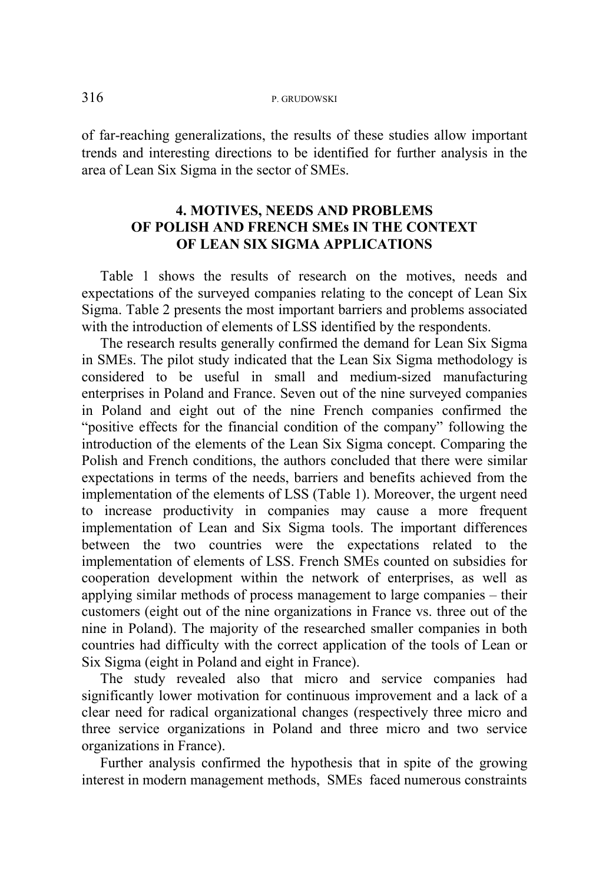of far-reaching generalizations, the results of these studies allow important trends and interesting directions to be identified for further analysis in the area of Lean Six Sigma in the sector of SMEs.

## 4. MOTIVES, NEEDS AND PROBLEMS OF POLISH AND FRENCH SMEs IN THE CONTEXT OF LEAN SIX SIGMA APPLICATIONS

Table 1 shows the results of research on the motives, needs and expectations of the surveyed companies relating to the concept of Lean Six Sigma. Table 2 presents the most important barriers and problems associated with the introduction of elements of LSS identified by the respondents.

The research results generally confirmed the demand for Lean Six Sigma in SMEs. The pilot study indicated that the Lean Six Sigma methodology is considered to be useful in small and medium-sized manufacturing enterprises in Poland and France. Seven out of the nine surveyed companies in Poland and eight out of the nine French companies confirmed the "positive effects for the financial condition of the company" following the introduction of the elements of the Lean Six Sigma concept. Comparing the Polish and French conditions, the authors concluded that there were similar expectations in terms of the needs, barriers and benefits achieved from the implementation of the elements of LSS (Table 1). Moreover, the urgent need to increase productivity in companies may cause a more frequent implementation of Lean and Six Sigma tools. The important differences between the two countries were the expectations related to the implementation of elements of LSS. French SMEs counted on subsidies for cooperation development within the network of enterprises, as well as applying similar methods of process management to large companies – their customers (eight out of the nine organizations in France vs. three out of the nine in Poland). The majority of the researched smaller companies in both countries had difficulty with the correct application of the tools of Lean or Six Sigma (eight in Poland and eight in France).

The study revealed also that micro and service companies had significantly lower motivation for continuous improvement and a lack of a clear need for radical organizational changes (respectively three micro and three service organizations in Poland and three micro and two service organizations in France).

Further analysis confirmed the hypothesis that in spite of the growing interest in modern management methods, SMEs faced numerous constraints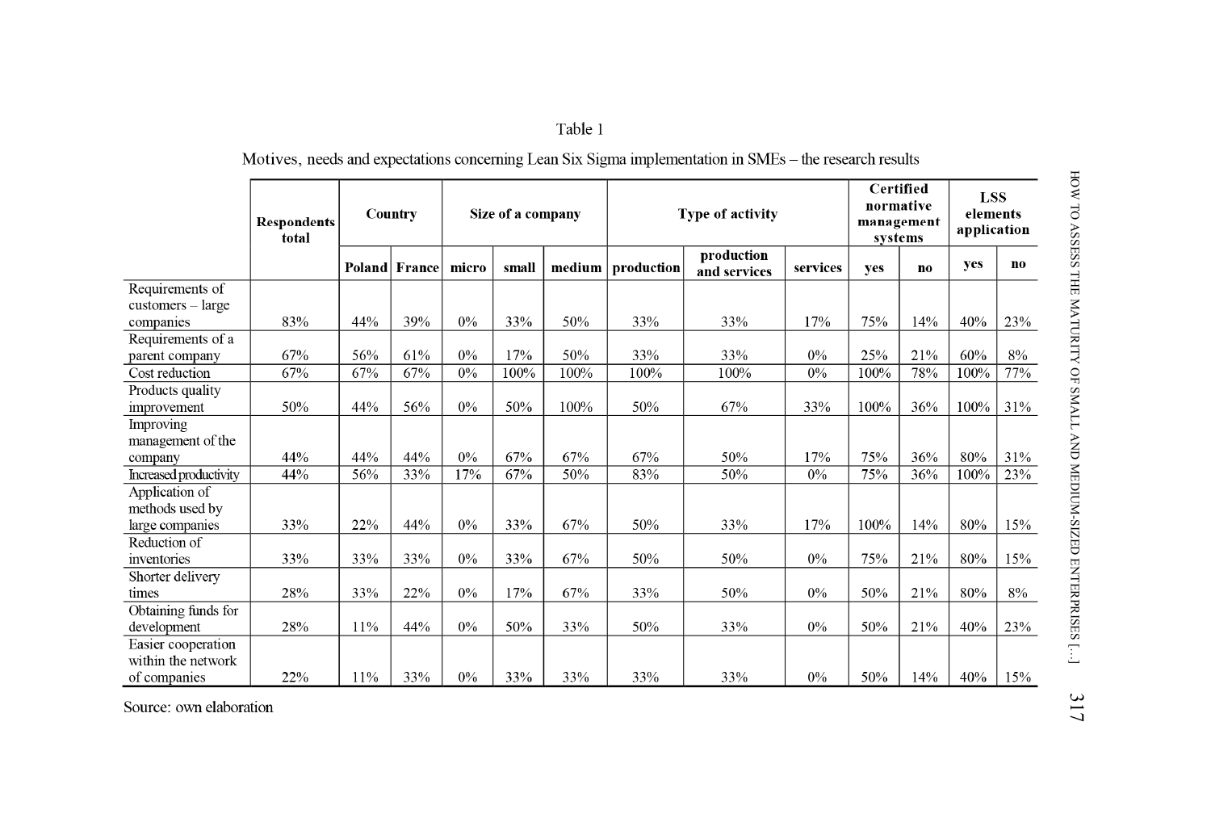Table 1

Motives, needs and expectations concerning Lean Six Sigma implementation in SMEs – the research results

| | Respondents total | Country | | Size of a company | | | Type of activity | | | Certified normative management systems | | LSS elements application | |
|---|---|---|---|---|---|---|---|---|---|---|---|---|---|
| | | Poland | France | micro | small | medium | production | production and services | services | yes | no | yes | no |
| Requirements of customers – large companies | 83% | 44% | 39% | 0% | 33% | 50% | 33% | 33% | 17% | 75% | 14% | 40% | 23% |
| Requirements of a parent company | 67% | 56% | 61% | 0% | 17% | 50% | 33% | 33% | 0% | 25% | 21% | 60% | 8% |
| Cost reduction | 67% | 67% | 67% | 0% | 100% | 100% | 100% | 100% | 0% | 100% | 78% | 100% | 77% |
| Products quality improvement | 50% | 44% | 56% | 0% | 50% | 100% | 50% | 67% | 33% | 100% | 36% | 100% | 31% |
| Improving management of the company | 44% | 44% | 44% | 0% | 67% | 67% | 67% | 50% | 17% | 75% | 36% | 80% | 31% |
| Increased productivity | 44% | 56% | 33% | 17% | 67% | 50% | 83% | 50% | 0% | 75% | 36% | 100% | 23% |
| Application of methods used by large companies | 33% | 22% | 44% | 0% | 33% | 67% | 50% | 33% | 17% | 100% | 14% | 80% | 15% |
| Reduction of inventories | 33% | 33% | 33% | 0% | 33% | 67% | 50% | 50% | 0% | 75% | 21% | 80% | 15% |
| Shorter delivery times | 28% | 33% | 22% | 0% | 17% | 67% | 33% | 50% | 0% | 50% | 21% | 80% | 8% |
| Obtaining funds for development | 28% | 11% | 44% | 0% | 50% | 33% | 50% | 33% | 0% | 50% | 21% | 40% | 23% |
| Easier cooperation within the network of companies | 22% | 11% | 33% | 0% | 33% | 33% | 33% | 33% | 0% | 50% | 14% | 40% | 15% |

Source: own elaboration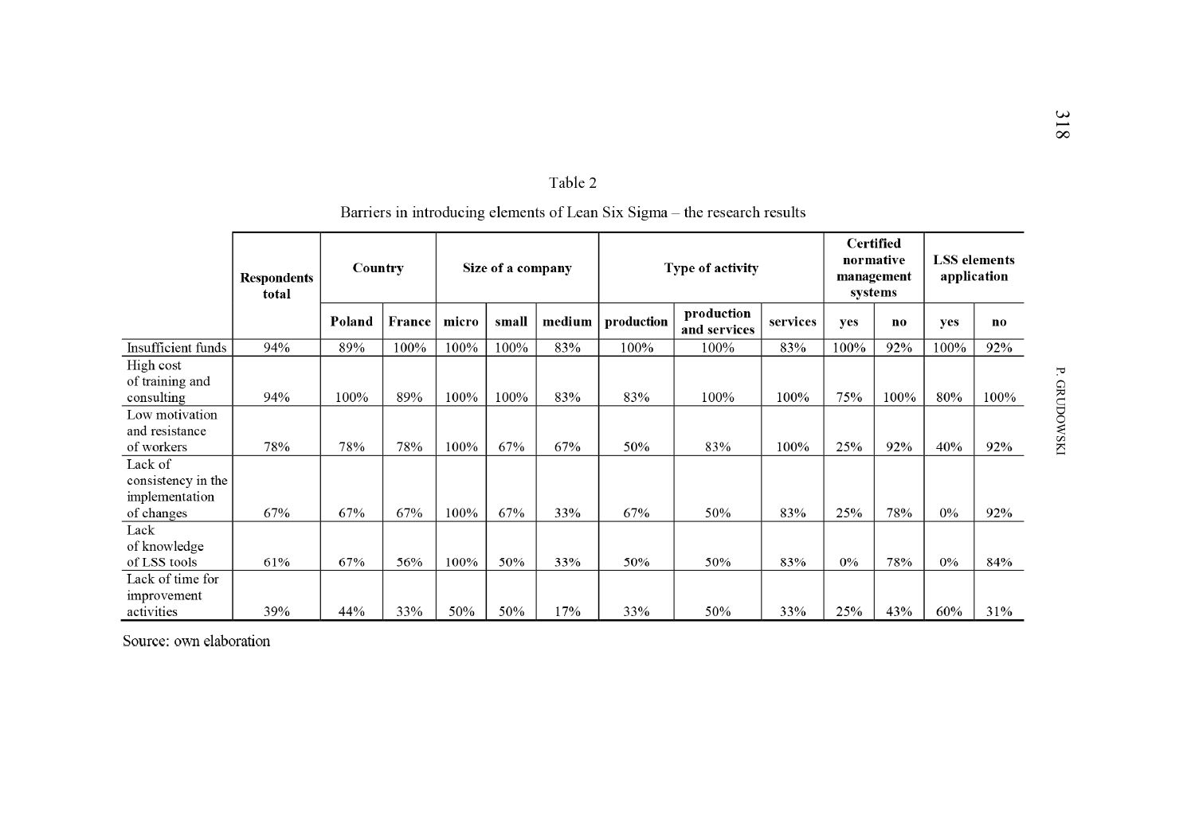Table 2

Barriers in introducing elements of Lean Six Sigma – the research results

| | Respondents total | Country | | Size of a company | | | Type of activity | | | Certified normative management systems | | LSS elements application | |
|---|---|---|---|---|---|---|---|---|---|---|---|---|---|
| | | Poland | France | micro | small | medium | production | production and services | services | yes | no | yes | no |
| Insufficient funds | 94% | 89% | 100% | 100% | 100% | 83% | 100% | 100% | 83% | 100% | 92% | 100% | 92% |
| High cost of training and consulting | 94% | 100% | 89% | 100% | 100% | 83% | 83% | 100% | 100% | 75% | 100% | 80% | 100% |
| Low motivation and resistance of workers | 78% | 78% | 78% | 100% | 67% | 67% | 50% | 83% | 100% | 25% | 92% | 40% | 92% |
| Lack of consistency in the implementation of changes | 67% | 67% | 67% | 100% | 67% | 33% | 67% | 50% | 83% | 25% | 78% | 0% | 92% |
| Lack of knowledge of LSS tools | 61% | 67% | 56% | 100% | 50% | 33% | 50% | 50% | 83% | 0% | 78% | 0% | 84% |
| Lack of time for improvement activities | 39% | 44% | 33% | 50% | 50% | 17% | 33% | 50% | 33% | 25% | 43% | 60% | 31% |

Source: own elaboration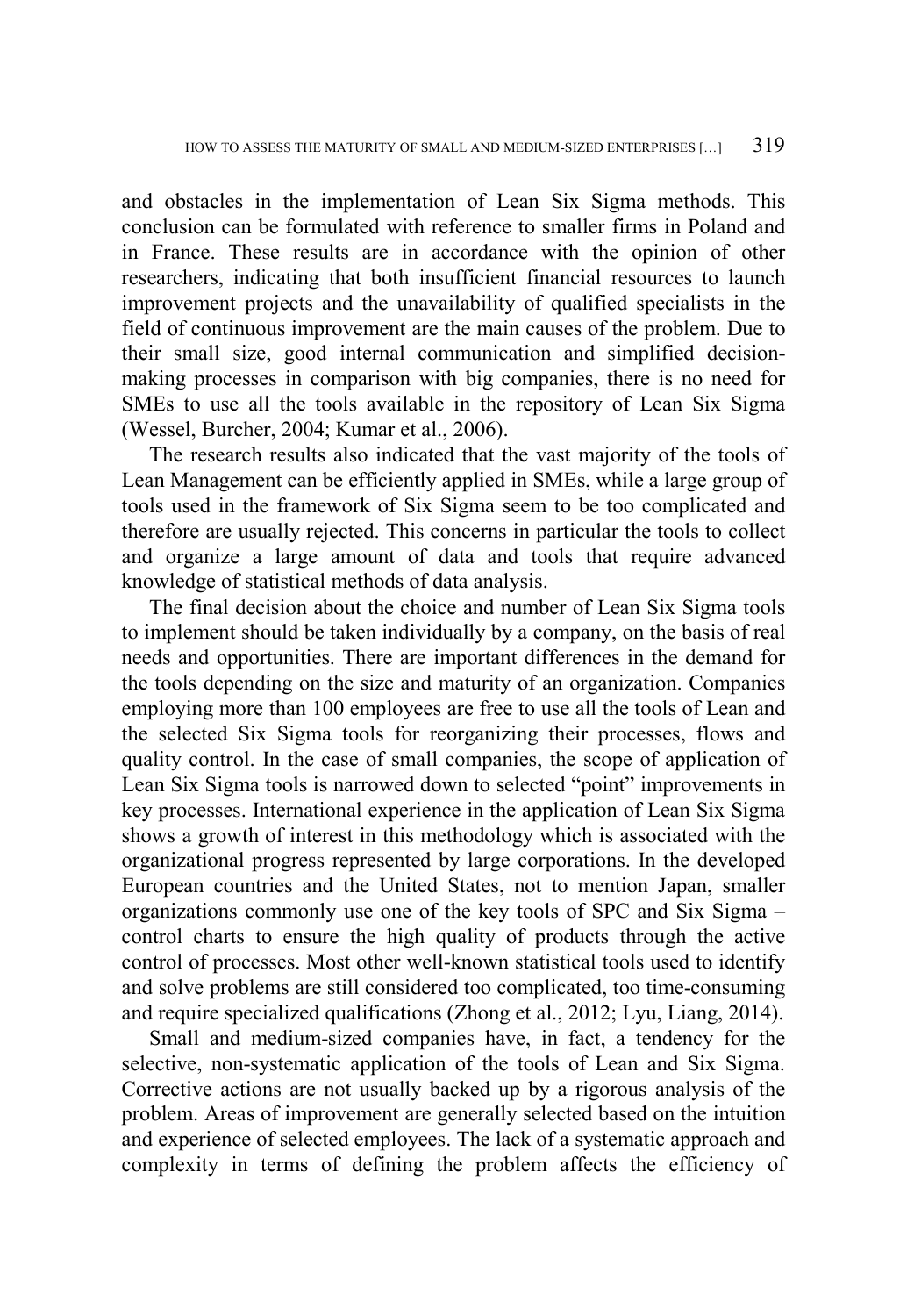and obstacles in the implementation of Lean Six Sigma methods. This conclusion can be formulated with reference to smaller firms in Poland and in France. These results are in accordance with the opinion of other researchers, indicating that both insufficient financial resources to launch improvement projects and the unavailability of qualified specialists in the field of continuous improvement are the main causes of the problem. Due to their small size, good internal communication and simplified decision-making processes in comparison with big companies, there is no need for SMEs to use all the tools available in the repository of Lean Six Sigma (Wessel, Burcher, 2004; Kumar et al., 2006).

The research results also indicated that the vast majority of the tools of Lean Management can be efficiently applied in SMEs, while a large group of tools used in the framework of Six Sigma seem to be too complicated and therefore are usually rejected. This concerns in particular the tools to collect and organize a large amount of data and tools that require advanced knowledge of statistical methods of data analysis.

The final decision about the choice and number of Lean Six Sigma tools to implement should be taken individually by a company, on the basis of real needs and opportunities. There are important differences in the demand for the tools depending on the size and maturity of an organization. Companies employing more than 100 employees are free to use all the tools of Lean and the selected Six Sigma tools for reorganizing their processes, flows and quality control. In the case of small companies, the scope of application of Lean Six Sigma tools is narrowed down to selected "point" improvements in key processes. International experience in the application of Lean Six Sigma shows a growth of interest in this methodology which is associated with the organizational progress represented by large corporations. In the developed European countries and the United States, not to mention Japan, smaller organizations commonly use one of the key tools of SPC and Six Sigma – control charts to ensure the high quality of products through the active control of processes. Most other well-known statistical tools used to identify and solve problems are still considered too complicated, too time-consuming and require specialized qualifications (Zhong et al., 2012; Lyu, Liang, 2014).

Small and medium-sized companies have, in fact, a tendency for the selective, non-systematic application of the tools of Lean and Six Sigma. Corrective actions are not usually backed up by a rigorous analysis of the problem. Areas of improvement are generally selected based on the intuition and experience of selected employees. The lack of a systematic approach and complexity in terms of defining the problem affects the efficiency of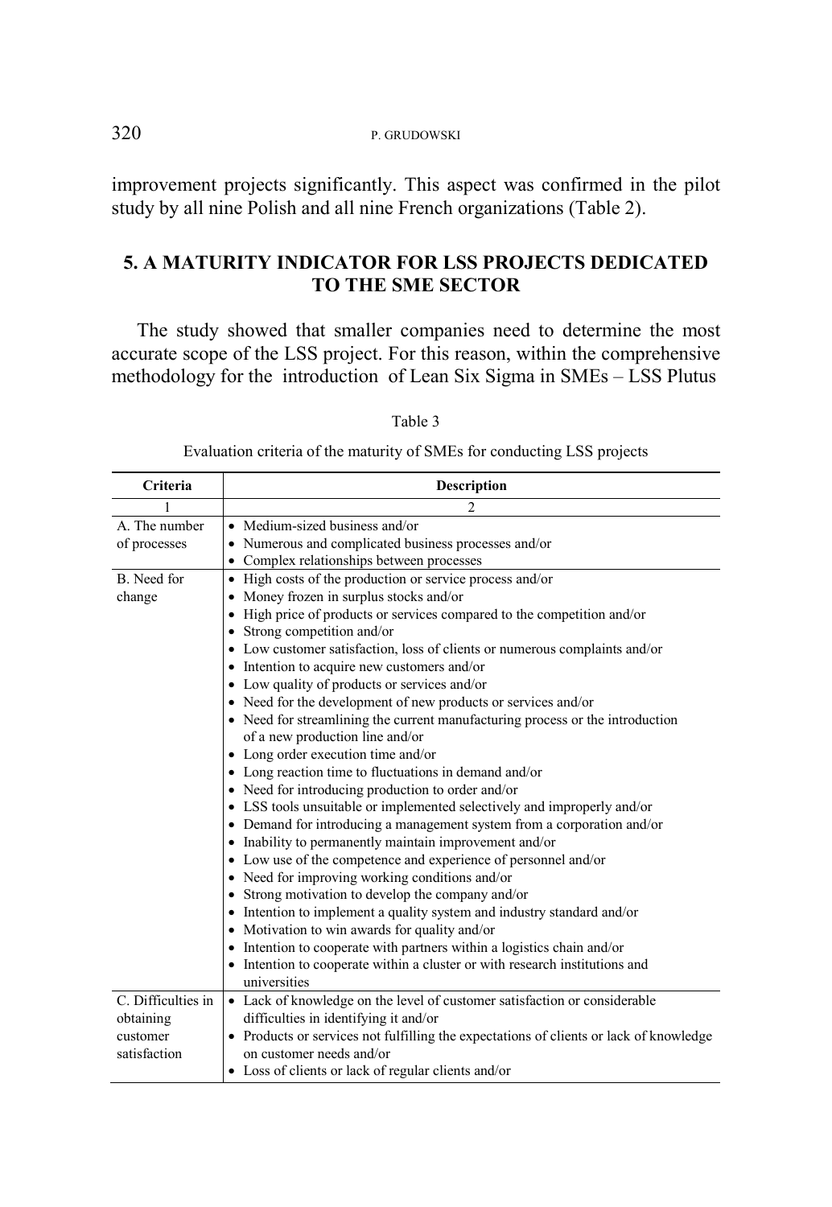improvement projects significantly. This aspect was confirmed in the pilot study by all nine Polish and all nine French organizations (Table 2).

## 5. A MATURITY INDICATOR FOR LSS PROJECTS DEDICATED TO THE SME SECTOR

The study showed that smaller companies need to determine the most accurate scope of the LSS project. For this reason, within the comprehensive methodology for the introduction of Lean Six Sigma in SMEs – LSS Plutus

Table 3

Evaluation criteria of the maturity of SMEs for conducting LSS projects

| Criteria | Description |
|---|---|
| 1 | 2 |
| A. The number of processes | • Medium-sized business and/or<br>• Numerous and complicated business processes and/or<br>• Complex relationships between processes |
| B. Need for change | • High costs of the production or service process and/or<br>• Money frozen in surplus stocks and/or<br>• High price of products or services compared to the competition and/or<br>• Strong competition and/or<br>• Low customer satisfaction, loss of clients or numerous complaints and/or<br>• Intention to acquire new customers and/or<br>• Low quality of products or services and/or<br>• Need for the development of new products or services and/or<br>• Need for streamlining the current manufacturing process or the introduction of a new production line and/or<br>• Long order execution time and/or<br>• Long reaction time to fluctuations in demand and/or<br>• Need for introducing production to order and/or<br>• LSS tools unsuitable or implemented selectively and improperly and/or<br>• Demand for introducing a management system from a corporation and/or<br>• Inability to permanently maintain improvement and/or<br>• Low use of the competence and experience of personnel and/or<br>• Need for improving working conditions and/or<br>• Strong motivation to develop the company and/or<br>• Intention to implement a quality system and industry standard and/or<br>• Motivation to win awards for quality and/or<br>• Intention to cooperate with partners within a logistics chain and/or<br>• Intention to cooperate within a cluster or with research institutions and universities |
| C. Difficulties in obtaining customer satisfaction | • Lack of knowledge on the level of customer satisfaction or considerable difficulties in identifying it and/or<br>• Products or services not fulfilling the expectations of clients or lack of knowledge on customer needs and/or<br>• Loss of clients or lack of regular clients and/or |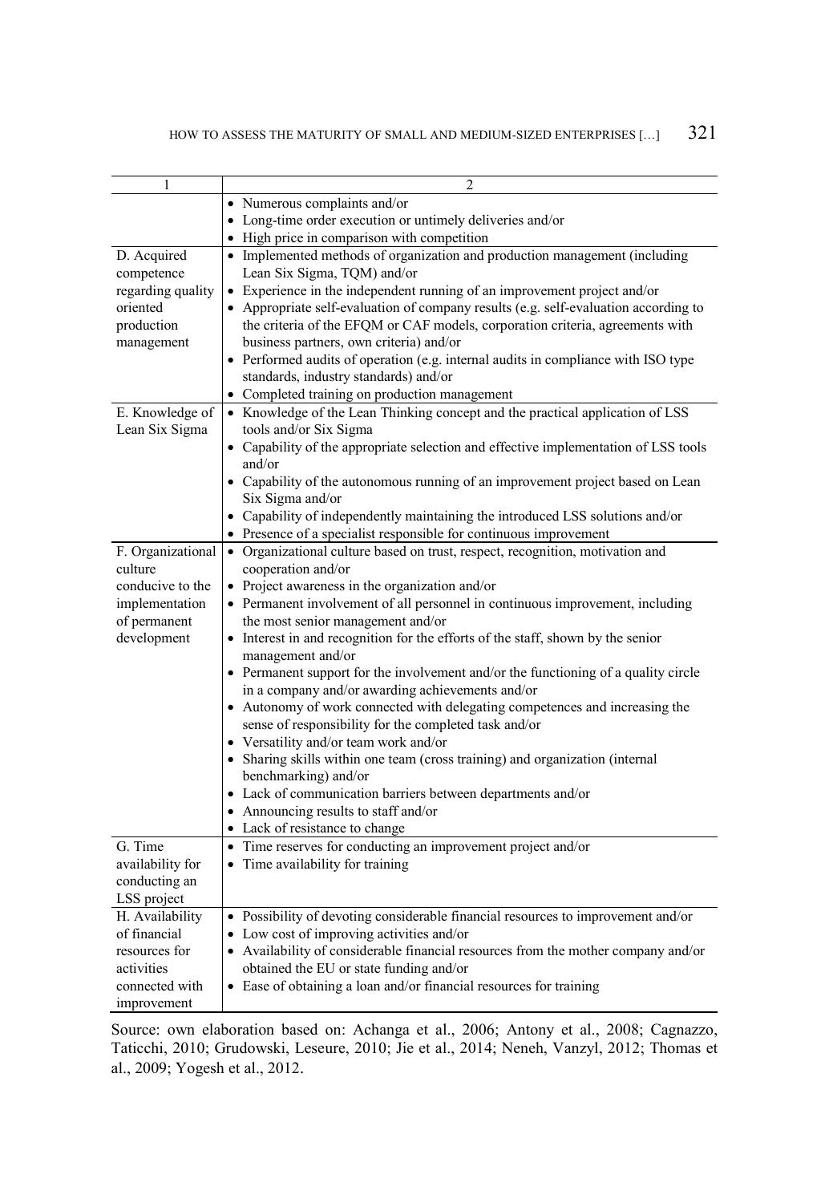| 1 | 2 |
|---|---|
| | • Numerous complaints and/or<br>• Long-time order execution or untimely deliveries and/or<br>• High price in comparison with competition |
| D. Acquired competence regarding quality oriented production management | • Implemented methods of organization and production management (including Lean Six Sigma, TQM) and/or<br>• Experience in the independent running of an improvement project and/or<br>• Appropriate self-evaluation of company results (e.g. self-evaluation according to the criteria of the EFQM or CAF models, corporation criteria, agreements with business partners, own criteria) and/or<br>• Performed audits of operation (e.g. internal audits in compliance with ISO type standards, industry standards) and/or<br>• Completed training on production management |
| E. Knowledge of Lean Six Sigma | • Knowledge of the Lean Thinking concept and the practical application of LSS tools and/or Six Sigma<br>• Capability of the appropriate selection and effective implementation of LSS tools and/or<br>• Capability of the autonomous running of an improvement project based on Lean Six Sigma and/or<br>• Capability of independently maintaining the introduced LSS solutions and/or<br>• Presence of a specialist responsible for continuous improvement |
| F. Organizational culture conducive to the implementation of permanent development | • Organizational culture based on trust, respect, recognition, motivation and cooperation and/or<br>• Project awareness in the organization and/or<br>• Permanent involvement of all personnel in continuous improvement, including the most senior management and/or<br>• Interest in and recognition for the efforts of the staff, shown by the senior management and/or<br>• Permanent support for the involvement and/or the functioning of a quality circle in a company and/or awarding achievements and/or<br>• Autonomy of work connected with delegating competences and increasing the sense of responsibility for the completed task and/or<br>• Versatility and/or team work and/or<br>• Sharing skills within one team (cross training) and organization (internal benchmarking) and/or<br>• Lack of communication barriers between departments and/or<br>• Announcing results to staff and/or<br>• Lack of resistance to change |
| G. Time availability for conducting an LSS project | • Time reserves for conducting an improvement project and/or<br>• Time availability for training |
| H. Availability of financial resources for activities connected with improvement | • Possibility of devoting considerable financial resources to improvement and/or<br>• Low cost of improving activities and/or<br>• Availability of considerable financial resources from the mother company and/or obtained the EU or state funding and/or<br>• Ease of obtaining a loan and/or financial resources for training |

Source: own elaboration based on: Achanga et al., 2006; Antony et al., 2008; Cagnazzo, Taticchi, 2010; Grudowski, Leseure, 2010; Jie et al., 2014; Neneh, Vanzyl, 2012; Thomas et al., 2009; Yogesh et al., 2012.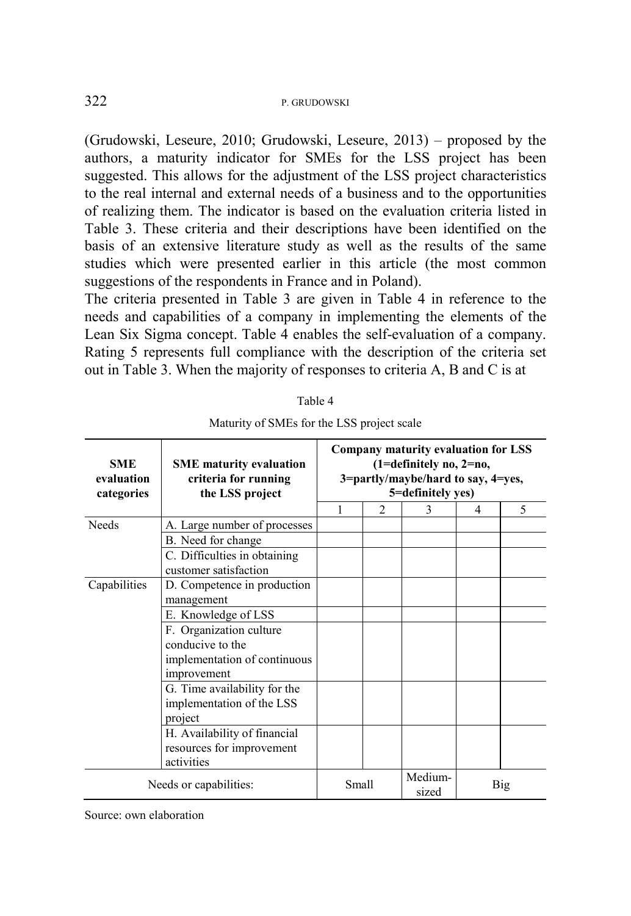(Grudowski, Leseure, 2010; Grudowski, Leseure, 2013) – proposed by the authors, a maturity indicator for SMEs for the LSS project has been suggested. This allows for the adjustment of the LSS project characteristics to the real internal and external needs of a business and to the opportunities of realizing them. The indicator is based on the evaluation criteria listed in Table 3. These criteria and their descriptions have been identified on the basis of an extensive literature study as well as the results of the same studies which were presented earlier in this article (the most common suggestions of the respondents in France and in Poland).

The criteria presented in Table 3 are given in Table 4 in reference to the needs and capabilities of a company in implementing the elements of the Lean Six Sigma concept. Table 4 enables the self-evaluation of a company. Rating 5 represents full compliance with the description of the criteria set out in Table 3. When the majority of responses to criteria A, B and C is at

Table 4

Maturity of SMEs for the LSS project scale

| **SME evaluation categories** | **SME maturity evaluation criteria for running the LSS project** | **Company maturity evaluation for LSS (1=definitely no, 2=no, 3=partly/maybe/hard to say, 4=yes, 5=definitely yes)** | | | | |
|---|---|---|---|---|---|---|
| | | 1 | 2 | 3 | 4 | 5 |
| Needs | A. Large number of processes | | | | | |
| | B. Need for change | | | | | |
| | C. Difficulties in obtaining customer satisfaction | | | | | |
| Capabilities | D. Competence in production management | | | | | |
| | E. Knowledge of LSS | | | | | |
| | F. Organization culture conducive to the implementation of continuous improvement | | | | | |
| | G. Time availability for the implementation of the LSS project | | | | | |
| | H. Availability of financial resources for improvement activities | | | | | |
| Needs or capabilities: | | Small | | Medium-sized | Big | |

Source: own elaboration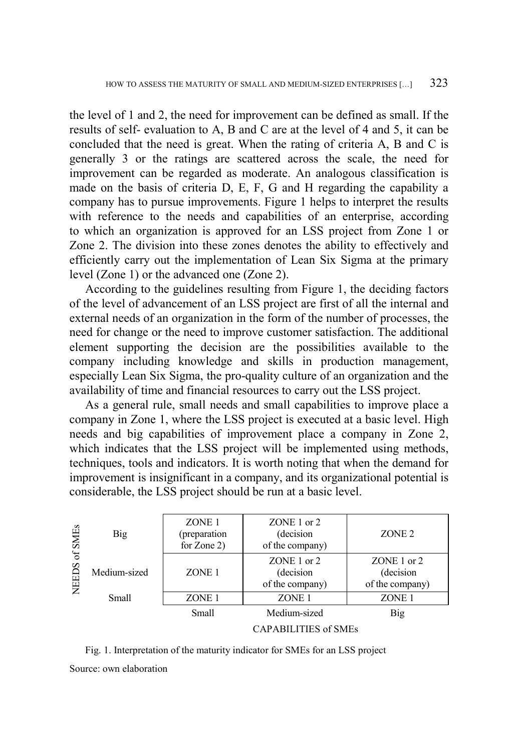the level of 1 and 2, the need for improvement can be defined as small. If the results of self- evaluation to A, B and C are at the level of 4 and 5, it can be concluded that the need is great. When the rating of criteria A, B and C is generally 3 or the ratings are scattered across the scale, the need for improvement can be regarded as moderate. An analogous classification is made on the basis of criteria D, E, F, G and H regarding the capability a company has to pursue improvements. Figure 1 helps to interpret the results with reference to the needs and capabilities of an enterprise, according to which an organization is approved for an LSS project from Zone 1 or Zone 2. The division into these zones denotes the ability to effectively and efficiently carry out the implementation of Lean Six Sigma at the primary level (Zone 1) or the advanced one (Zone 2).

According to the guidelines resulting from Figure 1, the deciding factors of the level of advancement of an LSS project are first of all the internal and external needs of an organization in the form of the number of processes, the need for change or the need to improve customer satisfaction. The additional element supporting the decision are the possibilities available to the company including knowledge and skills in production management, especially Lean Six Sigma, the pro-quality culture of an organization and the availability of time and financial resources to carry out the LSS project.

As a general rule, small needs and small capabilities to improve place a company in Zone 1, where the LSS project is executed at a basic level. High needs and big capabilities of improvement place a company in Zone 2, which indicates that the LSS project will be implemented using methods, techniques, tools and indicators. It is worth noting that when the demand for improvement is insignificant in a company, and its organizational potential is considerable, the LSS project should be run at a basic level.

| NEEDS of SMEs | Small | Medium-sized | Big |
|---|---|---|---|
| Big | ZONE 1 (preparation for Zone 2) | ZONE 1 or 2 (decision of the company) | ZONE 2 |
| Medium-sized | ZONE 1 | ZONE 1 or 2 (decision of the company) | ZONE 1 or 2 (decision of the company) |
| Small | ZONE 1 | ZONE 1 | ZONE 1 |
| | CAPABILITIES of SMEs | | |

Fig. 1. Interpretation of the maturity indicator for SMEs for an LSS project

Source: own elaboration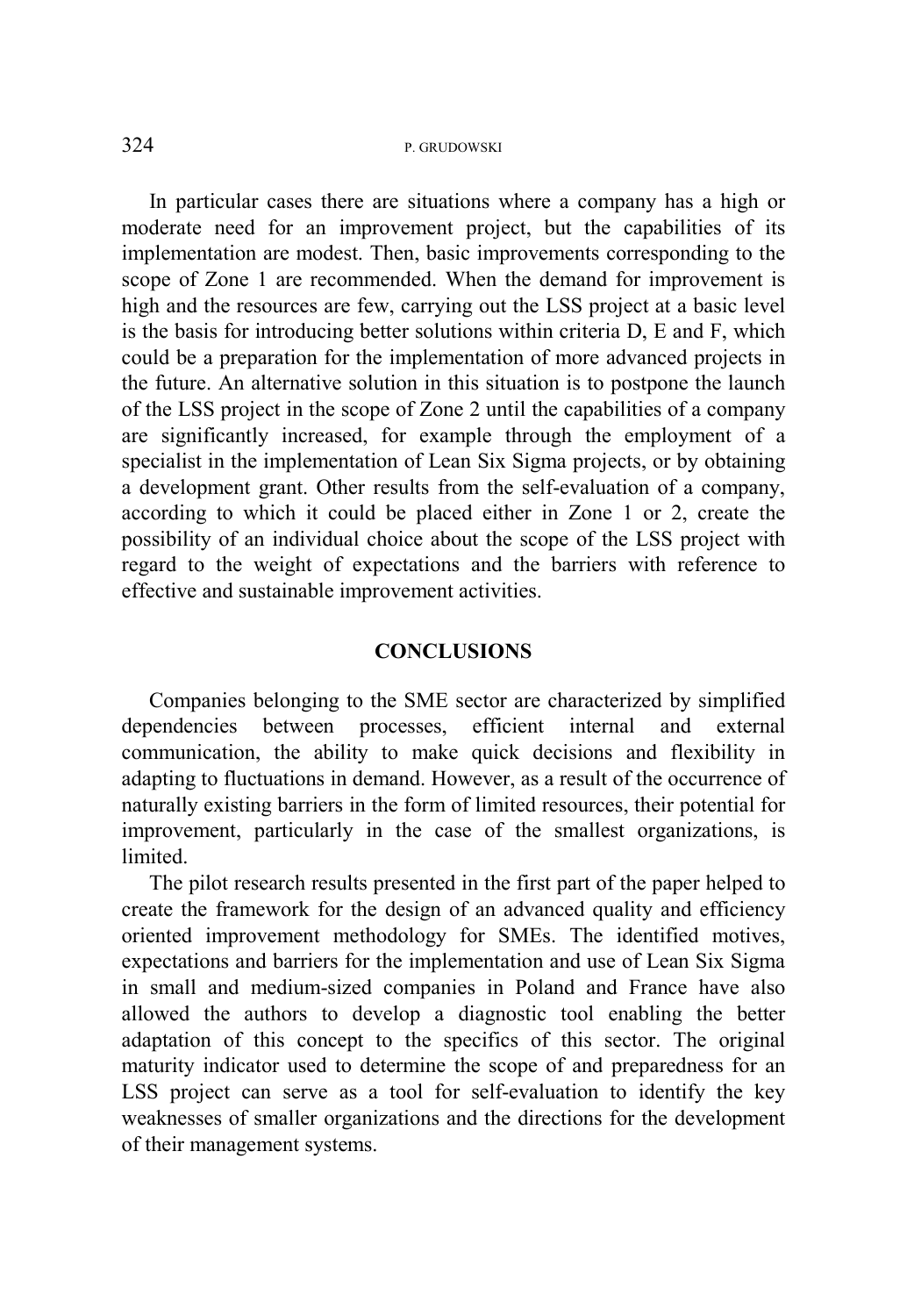In particular cases there are situations where a company has a high or moderate need for an improvement project, but the capabilities of its implementation are modest. Then, basic improvements corresponding to the scope of Zone 1 are recommended. When the demand for improvement is high and the resources are few, carrying out the LSS project at a basic level is the basis for introducing better solutions within criteria D, E and F, which could be a preparation for the implementation of more advanced projects in the future. An alternative solution in this situation is to postpone the launch of the LSS project in the scope of Zone 2 until the capabilities of a company are significantly increased, for example through the employment of a specialist in the implementation of Lean Six Sigma projects, or by obtaining a development grant. Other results from the self-evaluation of a company, according to which it could be placed either in Zone 1 or 2, create the possibility of an individual choice about the scope of the LSS project with regard to the weight of expectations and the barriers with reference to effective and sustainable improvement activities.

## CONCLUSIONS

Companies belonging to the SME sector are characterized by simplified dependencies between processes, efficient internal and external communication, the ability to make quick decisions and flexibility in adapting to fluctuations in demand. However, as a result of the occurrence of naturally existing barriers in the form of limited resources, their potential for improvement, particularly in the case of the smallest organizations, is limited.

The pilot research results presented in the first part of the paper helped to create the framework for the design of an advanced quality and efficiency oriented improvement methodology for SMEs. The identified motives, expectations and barriers for the implementation and use of Lean Six Sigma in small and medium-sized companies in Poland and France have also allowed the authors to develop a diagnostic tool enabling the better adaptation of this concept to the specifics of this sector. The original maturity indicator used to determine the scope of and preparedness for an LSS project can serve as a tool for self-evaluation to identify the key weaknesses of smaller organizations and the directions for the development of their management systems.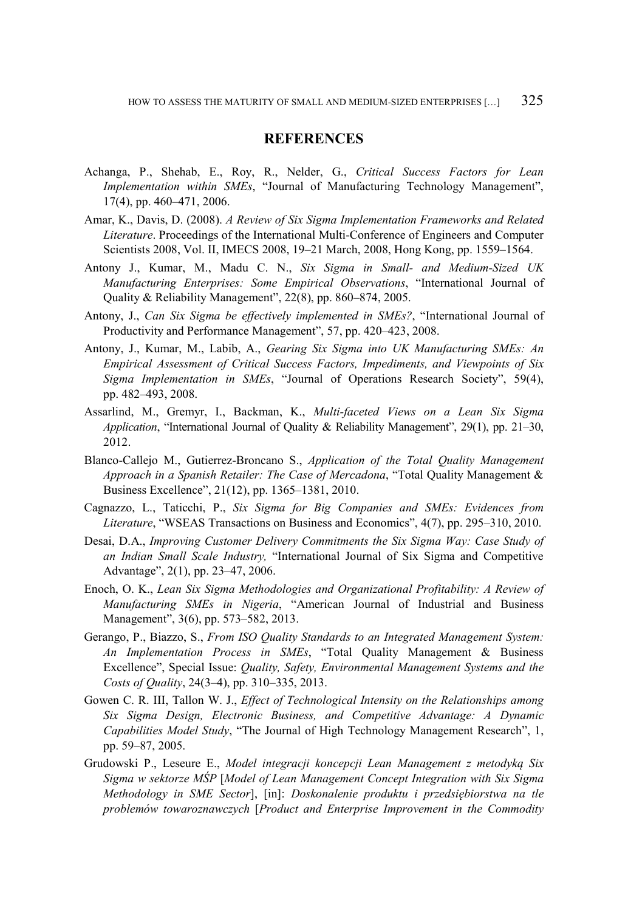## REFERENCES

Achanga, P., Shehab, E., Roy, R., Nelder, G., *Critical Success Factors for Lean Implementation within SMEs*, "Journal of Manufacturing Technology Management", 17(4), pp. 460–471, 2006.

Amar, K., Davis, D. (2008). *A Review of Six Sigma Implementation Frameworks and Related Literature*. Proceedings of the International Multi-Conference of Engineers and Computer Scientists 2008, Vol. II, IMECS 2008, 19–21 March, 2008, Hong Kong, pp. 1559–1564.

Antony J., Kumar, M., Madu C. N., *Six Sigma in Small- and Medium-Sized UK Manufacturing Enterprises: Some Empirical Observations*, "International Journal of Quality & Reliability Management", 22(8), pp. 860–874, 2005.

Antony, J., *Can Six Sigma be effectively implemented in SMEs?*, "International Journal of Productivity and Performance Management", 57, pp. 420–423, 2008.

Antony, J., Kumar, M., Labib, A., *Gearing Six Sigma into UK Manufacturing SMEs: An Empirical Assessment of Critical Success Factors, Impediments, and Viewpoints of Six Sigma Implementation in SMEs*, "Journal of Operations Research Society", 59(4), pp. 482–493, 2008.

Assarlind, M., Gremyr, I., Backman, K., *Multi-faceted Views on a Lean Six Sigma Application*, "International Journal of Quality & Reliability Management", 29(1), pp. 21–30, 2012.

Blanco-Callejo M., Gutierrez-Broncano S., *Application of the Total Quality Management Approach in a Spanish Retailer: The Case of Mercadona*, "Total Quality Management & Business Excellence", 21(12), pp. 1365–1381, 2010.

Cagnazzo, L., Taticchi, P., *Six Sigma for Big Companies and SMEs: Evidences from Literature*, "WSEAS Transactions on Business and Economics", 4(7), pp. 295–310, 2010.

Desai, D.A., *Improving Customer Delivery Commitments the Six Sigma Way: Case Study of an Indian Small Scale Industry,* "International Journal of Six Sigma and Competitive Advantage", 2(1), pp. 23–47, 2006.

Enoch, O. K., *Lean Six Sigma Methodologies and Organizational Profitability: A Review of Manufacturing SMEs in Nigeria*, "American Journal of Industrial and Business Management", 3(6), pp. 573–582, 2013.

Gerango, P., Biazzo, S., *From ISO Quality Standards to an Integrated Management System: An Implementation Process in SMEs*, "Total Quality Management & Business Excellence", Special Issue: *Quality, Safety, Environmental Management Systems and the Costs of Quality*, 24(3–4), pp. 310–335, 2013.

Gowen C. R. III, Tallon W. J., *Effect of Technological Intensity on the Relationships among Six Sigma Design, Electronic Business, and Competitive Advantage: A Dynamic Capabilities Model Study*, "The Journal of High Technology Management Research", 1, pp. 59–87, 2005.

Grudowski P., Leseure E., *Model integracji koncepcji Lean Management z metodyką Six Sigma w sektorze MŚP* [*Model of Lean Management Concept Integration with Six Sigma Methodology in SME Sector*], [in]: *Doskonalenie produktu i przedsiębiorstwa na tle problemów towaroznawczych* [*Product and Enterprise Improvement in the Commodity*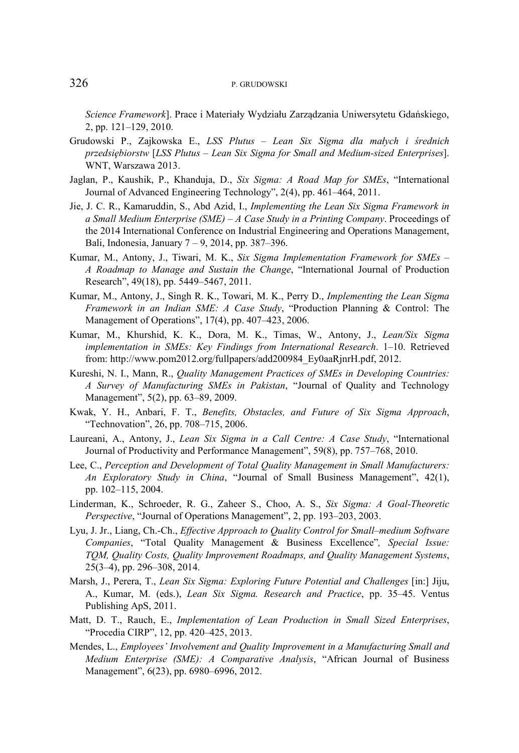*Science Framework*]. Prace i Materiały Wydziału Zarządzania Uniwersytetu Gdańskiego, 2, pp. 121–129, 2010.

Grudowski P., Zajkowska E., *LSS Plutus – Lean Six Sigma dla małych i średnich przedsiębiorstw* [*LSS Plutus – Lean Six Sigma for Small and Medium-sized Enterprises*]. WNT, Warszawa 2013.

Jaglan, P., Kaushik, P., Khanduja, D., *Six Sigma: A Road Map for SMEs*, "International Journal of Advanced Engineering Technology", 2(4), pp. 461–464, 2011.

Jie, J. C. R., Kamaruddin, S., Abd Azid, I., *Implementing the Lean Six Sigma Framework in a Small Medium Enterprise (SME) – A Case Study in a Printing Company*. Proceedings of the 2014 International Conference on Industrial Engineering and Operations Management, Bali, Indonesia, January 7 – 9, 2014, pp. 387–396.

Kumar, M., Antony, J., Tiwari, M. K., *Six Sigma Implementation Framework for SMEs – A Roadmap to Manage and Sustain the Change*, "International Journal of Production Research", 49(18), pp. 5449–5467, 2011.

Kumar, M., Antony, J., Singh R. K., Towari, M. K., Perry D., *Implementing the Lean Sigma Framework in an Indian SME: A Case Study*, "Production Planning & Control: The Management of Operations", 17(4), pp. 407–423, 2006.

Kumar, M., Khurshid, K. K., Dora, M. K., Timas, W., Antony, J., *Lean/Six Sigma implementation in SMEs: Key Findings from International Research*. 1–10. Retrieved from: http://www.pom2012.org/fullpapers/add200984_Ey0aaRjnrH.pdf, 2012.

Kureshi, N. I., Mann, R., *Quality Management Practices of SMEs in Developing Countries: A Survey of Manufacturing SMEs in Pakistan*, "Journal of Quality and Technology Management", 5(2), pp. 63–89, 2009.

Kwak, Y. H., Anbari, F. T., *Benefits, Obstacles, and Future of Six Sigma Approach*, "Technovation", 26, pp. 708–715, 2006.

Laureani, A., Antony, J., *Lean Six Sigma in a Call Centre: A Case Study*, "International Journal of Productivity and Performance Management", 59(8), pp. 757–768, 2010.

Lee, C., *Perception and Development of Total Quality Management in Small Manufacturers: An Exploratory Study in China*, "Journal of Small Business Management", 42(1), pp. 102–115, 2004.

Linderman, K., Schroeder, R. G., Zaheer S., Choo, A. S., *Six Sigma: A Goal-Theoretic Perspective*, "Journal of Operations Management", 2, pp. 193–203, 2003.

Lyu, J. Jr., Liang, Ch.-Ch., *Effective Approach to Quality Control for Small–medium Software Companies*, "Total Quality Management & Business Excellence", *Special Issue: TQM, Quality Costs, Quality Improvement Roadmaps, and Quality Management Systems*, 25(3–4), pp. 296–308, 2014.

Marsh, J., Perera, T., *Lean Six Sigma: Exploring Future Potential and Challenges* [in:] Jiju, A., Kumar, M. (eds.), *Lean Six Sigma. Research and Practice*, pp. 35–45. Ventus Publishing ApS, 2011.

Matt, D. T., Rauch, E., *Implementation of Lean Production in Small Sized Enterprises*, "Procedia CIRP", 12, pp. 420–425, 2013.

Mendes, L., *Employees' Involvement and Quality Improvement in a Manufacturing Small and Medium Enterprise (SME): A Comparative Analysis*, "African Journal of Business Management", 6(23), pp. 6980–6996, 2012.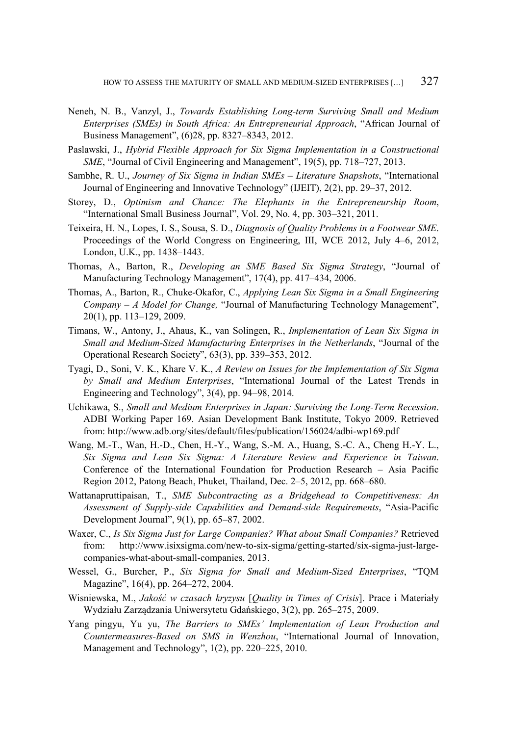Neneh, N. B., Vanzyl, J., *Towards Establishing Long-term Surviving Small and Medium Enterprises (SMEs) in South Africa: An Entrepreneurial Approach*, "African Journal of Business Management", (6)28, pp. 8327–8343, 2012.

Paslawski, J., *Hybrid Flexible Approach for Six Sigma Implementation in a Constructional SME*, "Journal of Civil Engineering and Management", 19(5), pp. 718–727, 2013.

Sambhe, R. U., *Journey of Six Sigma in Indian SMEs – Literature Snapshots*, "International Journal of Engineering and Innovative Technology" (IJEIT), 2(2), pp. 29–37, 2012.

Storey, D., *Optimism and Chance: The Elephants in the Entrepreneurship Room*, "International Small Business Journal", Vol. 29, No. 4, pp. 303–321, 2011.

Teixeira, H. N., Lopes, I. S., Sousa, S. D., *Diagnosis of Quality Problems in a Footwear SME*. Proceedings of the World Congress on Engineering, III, WCE 2012, July 4–6, 2012, London, U.K., pp. 1438–1443.

Thomas, A., Barton, R., *Developing an SME Based Six Sigma Strategy*, "Journal of Manufacturing Technology Management", 17(4), pp. 417–434, 2006.

Thomas, A., Barton, R., Chuke-Okafor, C., *Applying Lean Six Sigma in a Small Engineering Company – A Model for Change,* "Journal of Manufacturing Technology Management", 20(1), pp. 113–129, 2009.

Timans, W., Antony, J., Ahaus, K., van Solingen, R., *Implementation of Lean Six Sigma in Small and Medium-Sized Manufacturing Enterprises in the Netherlands*, "Journal of the Operational Research Society", 63(3), pp. 339–353, 2012.

Tyagi, D., Soni, V. K., Khare V. K., *A Review on Issues for the Implementation of Six Sigma by Small and Medium Enterprises*, "International Journal of the Latest Trends in Engineering and Technology", 3(4), pp. 94–98, 2014.

Uchikawa, S., *Small and Medium Enterprises in Japan: Surviving the Long-Term Recession*. ADBI Working Paper 169. Asian Development Bank Institute, Tokyo 2009. Retrieved from: http://www.adb.org/sites/default/files/publication/156024/adbi-wp169.pdf

Wang, M.-T., Wan, H.-D., Chen, H.-Y., Wang, S.-M. A., Huang, S.-C. A., Cheng H.-Y. L., *Six Sigma and Lean Six Sigma: A Literature Review and Experience in Taiwan*. Conference of the International Foundation for Production Research – Asia Pacific Region 2012, Patong Beach, Phuket, Thailand, Dec. 2–5, 2012, pp. 668–680.

Wattanapruttipaisan, T., *SME Subcontracting as a Bridgehead to Competitiveness: An Assessment of Supply-side Capabilities and Demand-side Requirements*, "Asia-Pacific Development Journal", 9(1), pp. 65–87, 2002.

Waxer, C., *Is Six Sigma Just for Large Companies? What about Small Companies?* Retrieved from: http://www.isixsigma.com/new-to-six-sigma/getting-started/six-sigma-just-large-companies-what-about-small-companies, 2013.

Wessel, G., Burcher, P., *Six Sigma for Small and Medium-Sized Enterprises*, "TQM Magazine", 16(4), pp. 264–272, 2004.

Wisniewska, M., *Jakość w czasach kryzysu* [*Quality in Times of Crisis*]. Prace i Materiały Wydziału Zarządzania Uniwersytetu Gdańskiego, 3(2), pp. 265–275, 2009.

Yang pingyu, Yu yu, *The Barriers to SMEs' Implementation of Lean Production and Countermeasures-Based on SMS in Wenzhou*, "International Journal of Innovation, Management and Technology", 1(2), pp. 220–225, 2010.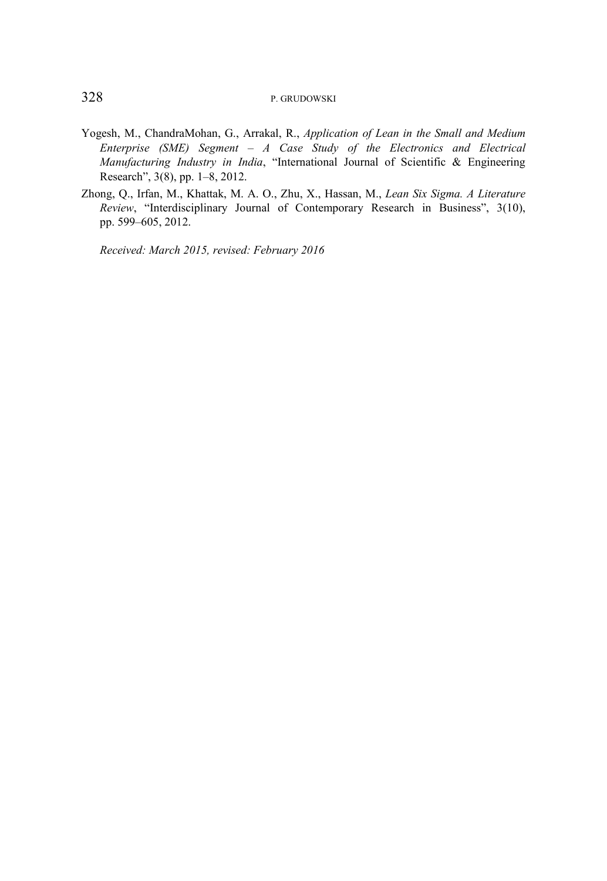Yogesh, M., ChandraMohan, G., Arrakal, R., *Application of Lean in the Small and Medium Enterprise (SME) Segment – A Case Study of the Electronics and Electrical Manufacturing Industry in India*, "International Journal of Scientific & Engineering Research", 3(8), pp. 1–8, 2012.

Zhong, Q., Irfan, M., Khattak, M. A. O., Zhu, X., Hassan, M., *Lean Six Sigma. A Literature Review*, "Interdisciplinary Journal of Contemporary Research in Business", 3(10), pp. 599–605, 2012.

*Received: March 2015, revised: February 2016*